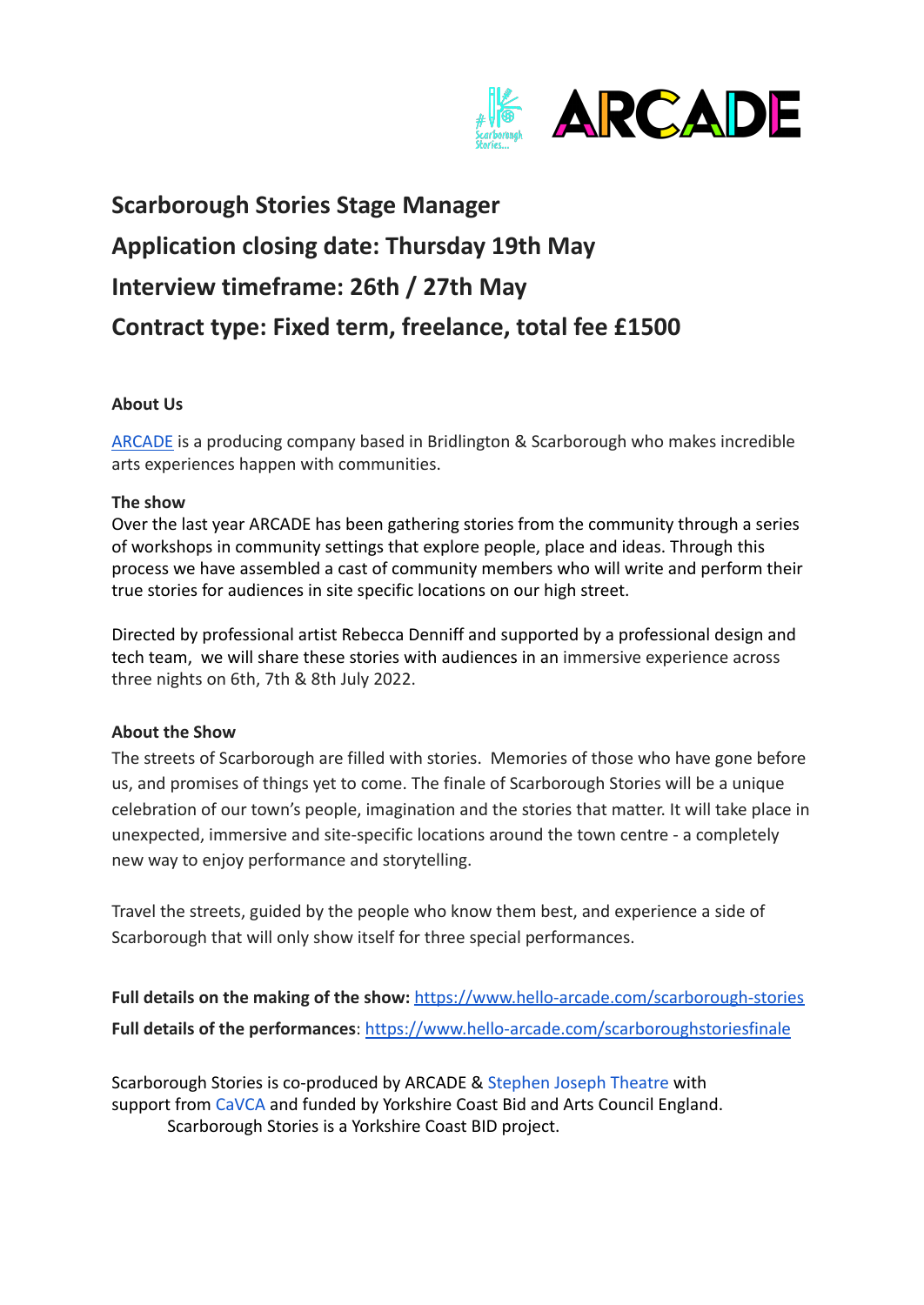# Scarborough Stories Stage Manager

## Application closing date: Thursday 19th May

## Interview timeframe: 26th / 27th May

## Contract type: Fixed term, freelance, total fee £1500

**About Us**

ARCADE is a producing company based in Bridlington & Scarborough who makes incredible arts experiences happen with communities.

**The show**

Over the last year ARCADE has been gathering stories from the community through a series of workshops in community settings that explore people, place and ideas. Through this process we have assembled a cast of community members who will write and perform their true stories for audiences in site specific locations on our high street.

Directed by professional artist Rebecca Denniff and supported by a professional design and tech team, we will share these stories with audiences in an immersive experience across three nights on 6th, 7th & 8th July 2022.

**About the Show**

The streets of Scarborough are filled with stories. Memories of those who have gone before us, and promises of things yet to come. The finale of Scarborough Stories will be a unique celebration of our town's people, imagination and the stories that matter. It will take place in unexpected, immersive and site-specific locations around the town centre - a completely new way to enjoy performance and storytelling.

Travel the streets, guided by the people who know them best, and experience a side of Scarborough that will only show itself for three special performances.

**Full details on the making of the show:** https://www.hello-arcade.com/scarborough-stories

**Full details of the performances**: https://www.hello-arcade.com/scarboroughstoriesfinale

Scarborough Stories is co-produced by ARCADE & Stephen Joseph Theatre with support from CaVCA and funded by Yorkshire Coast Bid and Arts Council England.
Scarborough Stories is a Yorkshire Coast BID project.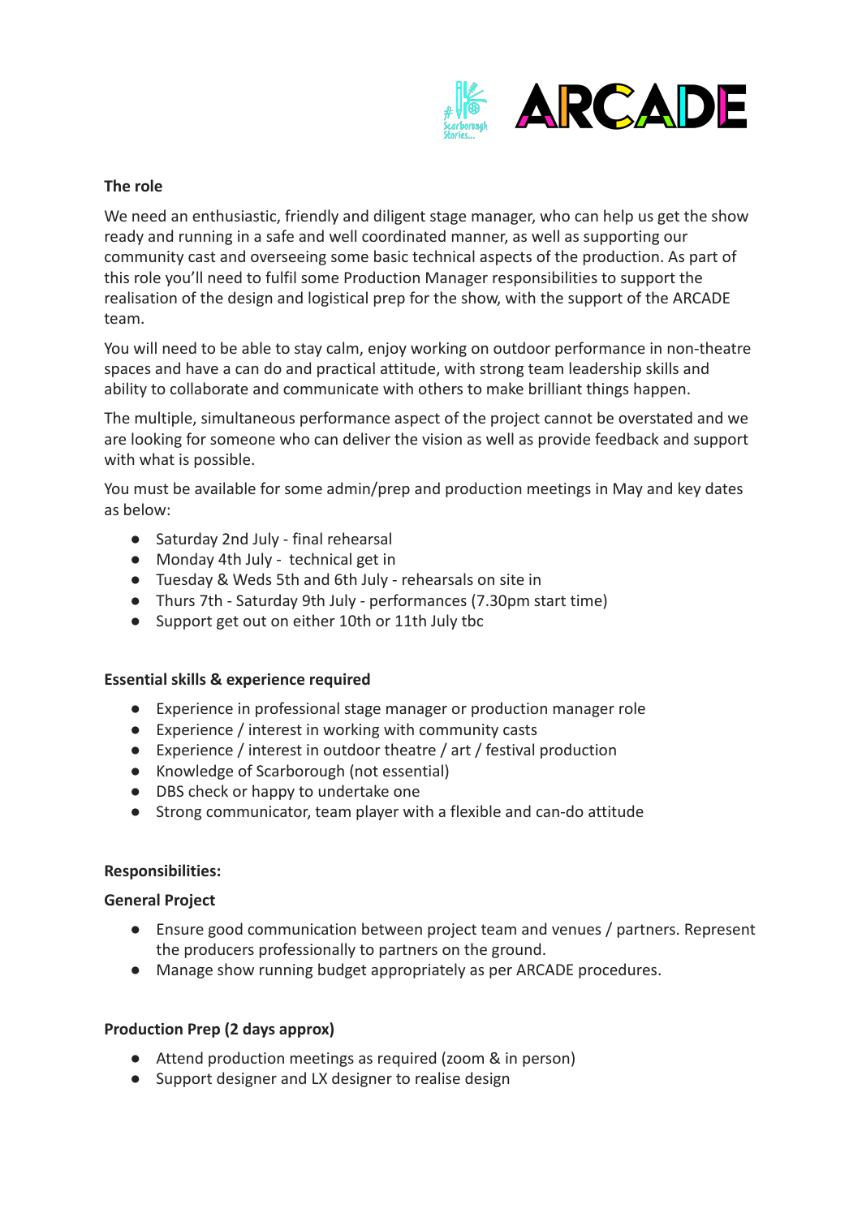**The role**

We need an enthusiastic, friendly and diligent stage manager, who can help us get the show ready and running in a safe and well coordinated manner, as well as supporting our community cast and overseeing some basic technical aspects of the production. As part of this role you'll need to fulfil some Production Manager responsibilities to support the realisation of the design and logistical prep for the show, with the support of the ARCADE team.

You will need to be able to stay calm, enjoy working on outdoor performance in non-theatre spaces and have a can do and practical attitude, with strong team leadership skills and ability to collaborate and communicate with others to make brilliant things happen.

The multiple, simultaneous performance aspect of the project cannot be overstated and we are looking for someone who can deliver the vision as well as provide feedback and support with what is possible.

You must be available for some admin/prep and production meetings in May and key dates as below:

- Saturday 2nd July - final rehearsal
- Monday 4th July - technical get in
- Tuesday & Weds 5th and 6th July - rehearsals on site in
- Thurs 7th - Saturday 9th July - performances (7.30pm start time)
- Support get out on either 10th or 11th July tbc

**Essential skills & experience required**

- Experience in professional stage manager or production manager role
- Experience / interest in working with community casts
- Experience / interest in outdoor theatre / art / festival production
- Knowledge of Scarborough (not essential)
- DBS check or happy to undertake one
- Strong communicator, team player with a flexible and can-do attitude

**Responsibilities:**

**General Project**

- Ensure good communication between project team and venues / partners. Represent the producers professionally to partners on the ground.
- Manage show running budget appropriately as per ARCADE procedures.

**Production Prep (2 days approx)**

- Attend production meetings as required (zoom & in person)
- Support designer and LX designer to realise design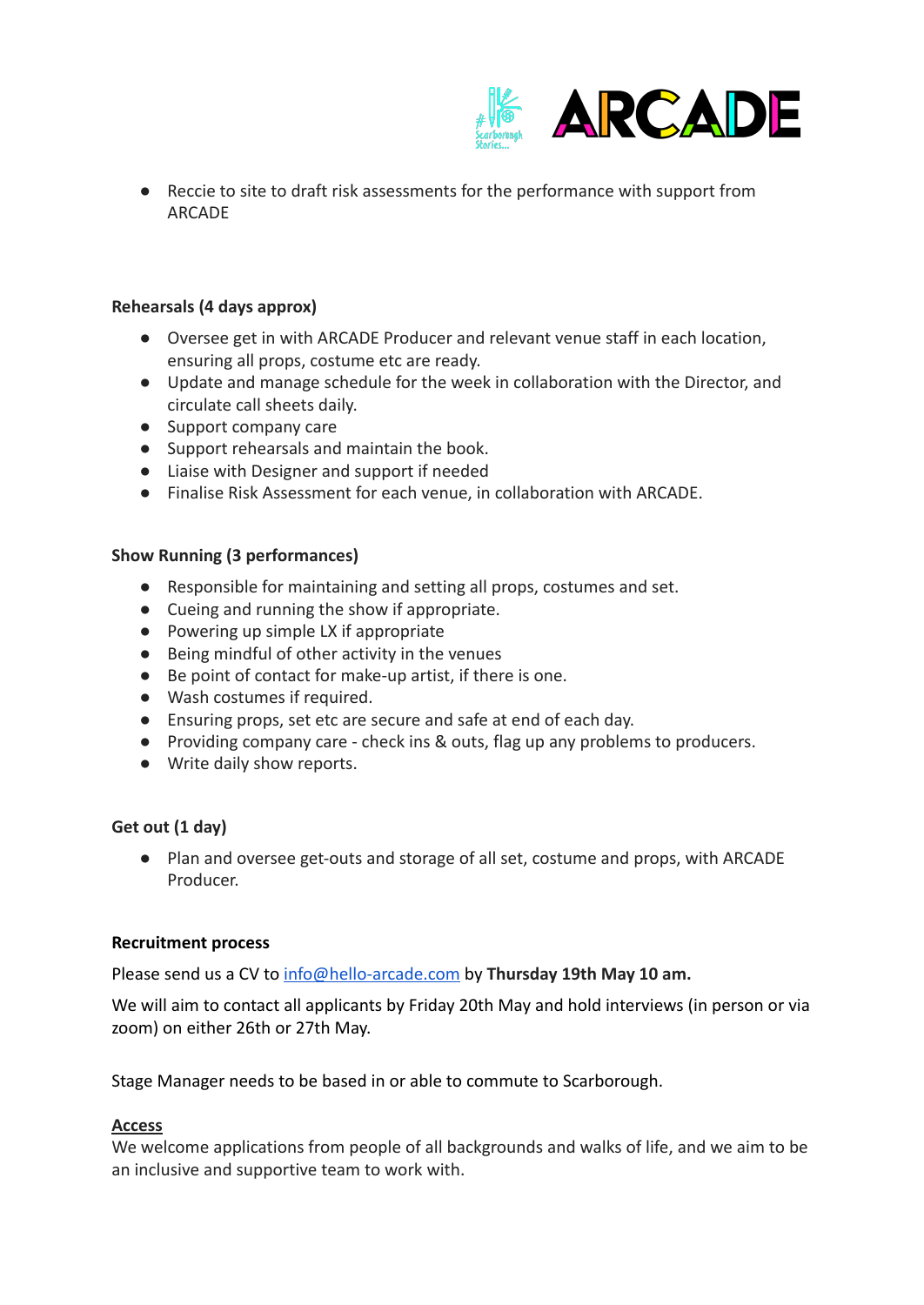- Reccie to site to draft risk assessments for the performance with support from ARCADE

**Rehearsals (4 days approx)**

- Oversee get in with ARCADE Producer and relevant venue staff in each location, ensuring all props, costume etc are ready.
- Update and manage schedule for the week in collaboration with the Director, and circulate call sheets daily.
- Support company care
- Support rehearsals and maintain the book.
- Liaise with Designer and support if needed
- Finalise Risk Assessment for each venue, in collaboration with ARCADE.

**Show Running (3 performances)**

- Responsible for maintaining and setting all props, costumes and set.
- Cueing and running the show if appropriate.
- Powering up simple LX if appropriate
- Being mindful of other activity in the venues
- Be point of contact for make-up artist, if there is one.
- Wash costumes if required.
- Ensuring props, set etc are secure and safe at end of each day.
- Providing company care - check ins & outs, flag up any problems to producers.
- Write daily show reports.

**Get out (1 day)**

- Plan and oversee get-outs and storage of all set, costume and props, with ARCADE Producer.

**Recruitment process**

Please send us a CV to info@hello-arcade.com by **Thursday 19th May 10 am.**

We will aim to contact all applicants by Friday 20th May and hold interviews (in person or via zoom) on either 26th or 27th May.

Stage Manager needs to be based in or able to commute to Scarborough.

**Access**

We welcome applications from people of all backgrounds and walks of life, and we aim to be an inclusive and supportive team to work with.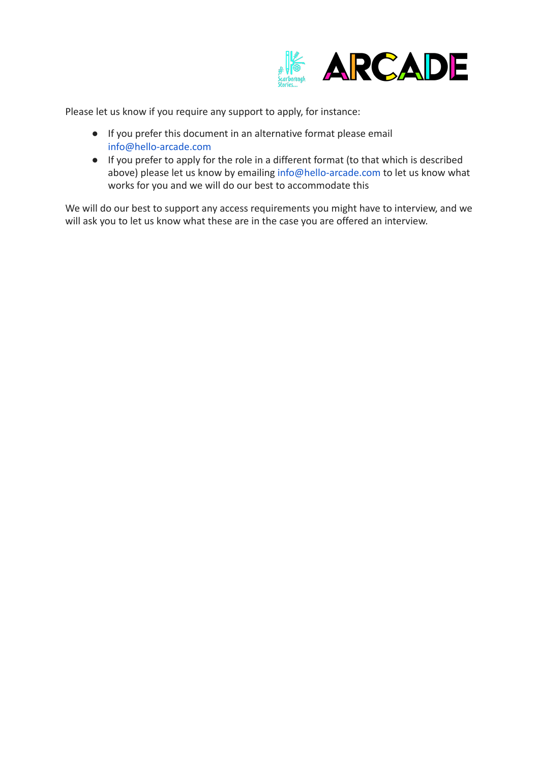Please let us know if you require any support to apply, for instance:

- If you prefer this document in an alternative format please email info@hello-arcade.com
- If you prefer to apply for the role in a different format (to that which is described above) please let us know by emailing info@hello-arcade.com to let us know what works for you and we will do our best to accommodate this

We will do our best to support any access requirements you might have to interview, and we will ask you to let us know what these are in the case you are offered an interview.